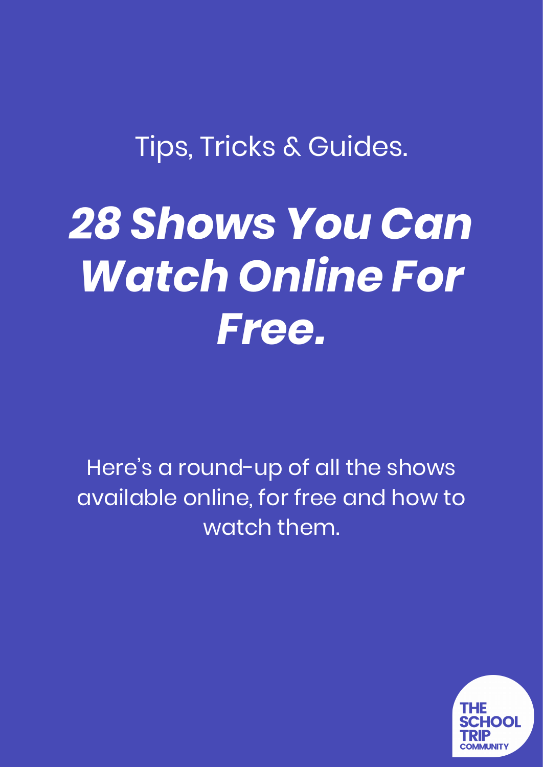Tips, Tricks & Guides.

# *28 Shows You Can Watch Online For Free.*

Here's a round-up of all the shows available online, for free and how to watch them.

THE SCHOOL TRIP COMMUNITY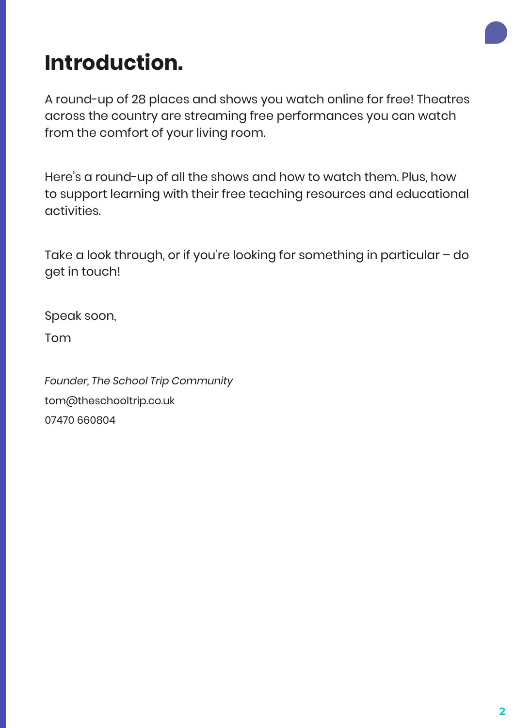# Introduction.

A round-up of 28 places and shows you watch online for free! Theatres across the country are streaming free performances you can watch from the comfort of your living room.

Here's a round-up of all the shows and how to watch them. Plus, how to support learning with their free teaching resources and educational activities.

Take a look through, or if you're looking for something in particular – do get in touch!

Speak soon,

Tom

*Founder, The School Trip Community*

tom@theschooltrip.co.uk

07470 660804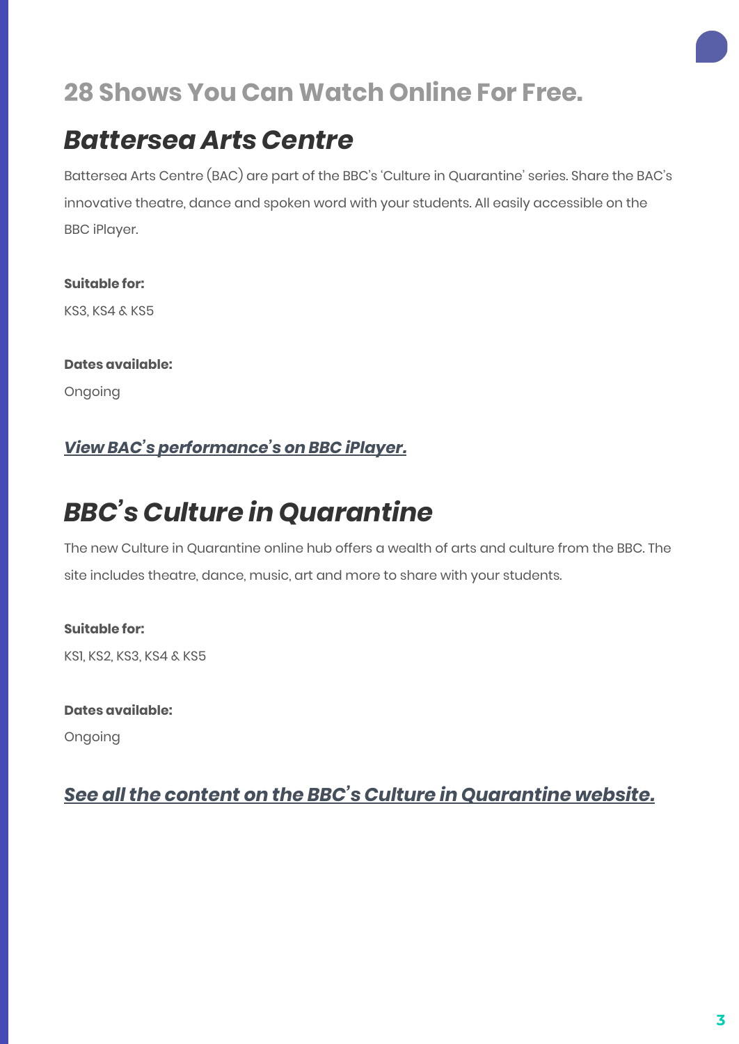## 28 Shows You Can Watch Online For Free.

# *Battersea Arts Centre*

Battersea Arts Centre (BAC) are part of the BBC's 'Culture in Quarantine' series. Share the BAC's innovative theatre, dance and spoken word with your students. All easily accessible on the BBC iPlayer.

**Suitable for:**

KS3, KS4 & KS5

**Dates available:**

Ongoing

***View BAC's performance's on BBC iPlayer.***

# *BBC's Culture in Quarantine*

The new Culture in Quarantine online hub offers a wealth of arts and culture from the BBC. The site includes theatre, dance, music, art and more to share with your students.

**Suitable for:**

KS1, KS2, KS3, KS4 & KS5

**Dates available:**

Ongoing

***See all the content on the BBC's Culture in Quarantine website.***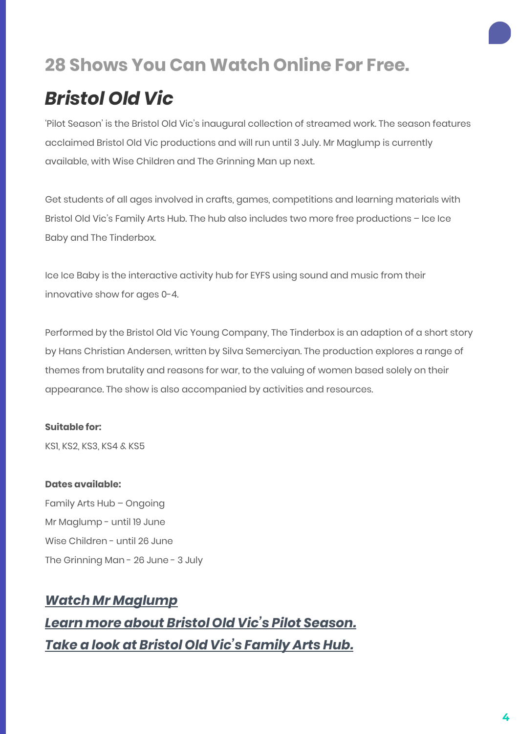# 28 Shows You Can Watch Online For Free.

## *Bristol Old Vic*

'Pilot Season' is the Bristol Old Vic's inaugural collection of streamed work. The season features acclaimed Bristol Old Vic productions and will run until 3 July. Mr Maglump is currently available, with Wise Children and The Grinning Man up next.

Get students of all ages involved in crafts, games, competitions and learning materials with Bristol Old Vic's Family Arts Hub. The hub also includes two more free productions – Ice Ice Baby and The Tinderbox.

Ice Ice Baby is the interactive activity hub for EYFS using sound and music from their innovative show for ages 0-4.

Performed by the Bristol Old Vic Young Company, The Tinderbox is an adaption of a short story by Hans Christian Andersen, written by Silva Semerciyan. The production explores a range of themes from brutality and reasons for war, to the valuing of women based solely on their appearance. The show is also accompanied by activities and resources.

**Suitable for:**
KS1, KS2, KS3, KS4 & KS5

**Dates available:**
Family Arts Hub – Ongoing
Mr Maglump - until 19 June
Wise Children - until 26 June
The Grinning Man - 26 June - 3 July

***Watch Mr Maglump***
***Learn more about Bristol Old Vic's Pilot Season.***
***Take a look at Bristol Old Vic's Family Arts Hub.***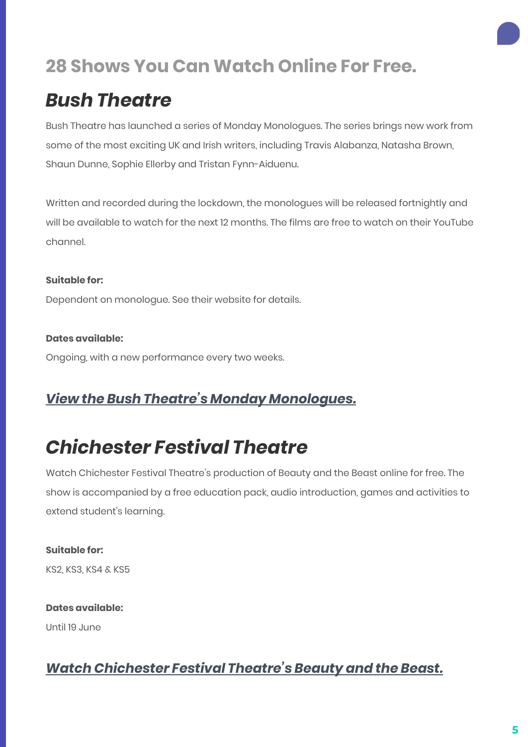## 28 Shows You Can Watch Online For Free.

# *Bush Theatre*

Bush Theatre has launched a series of Monday Monologues. The series brings new work from some of the most exciting UK and Irish writers, including Travis Alabanza, Natasha Brown, Shaun Dunne, Sophie Ellerby and Tristan Fynn-Aiduenu.

Written and recorded during the lockdown, the monologues will be released fortnightly and will be available to watch for the next 12 months. The films are free to watch on their YouTube channel.

**Suitable for:**

Dependent on monologue. See their website for details.

**Dates available:**

Ongoing, with a new performance every two weeks.

### *View the Bush Theatre's Monday Monologues.*

# *Chichester Festival Theatre*

Watch Chichester Festival Theatre's production of Beauty and the Beast online for free. The show is accompanied by a free education pack, audio introduction, games and activities to extend student's learning.

**Suitable for:**

KS2, KS3, KS4 & KS5

**Dates available:**

Until 19 June

### *Watch Chichester Festival Theatre's Beauty and the Beast.*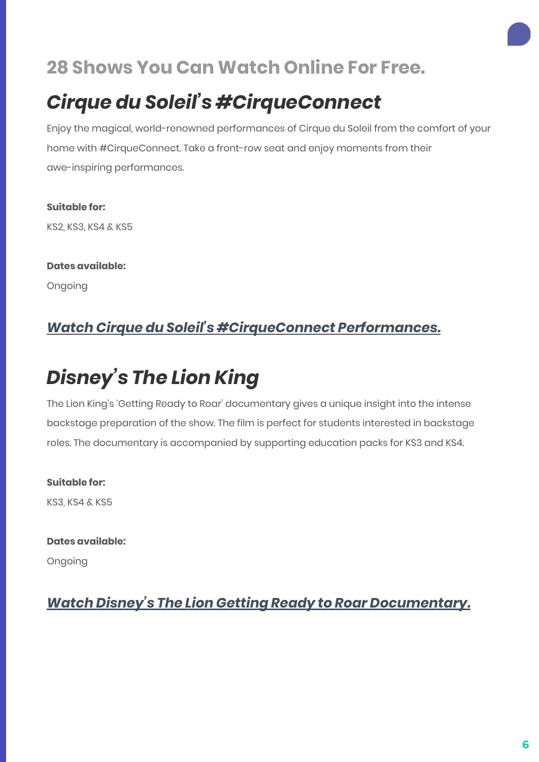## 28 Shows You Can Watch Online For Free.

## *Cirque du Soleil's #CirqueConnect*

Enjoy the magical, world-renowned performances of Cirque du Soleil from the comfort of your home with #CirqueConnect. Take a front-row seat and enjoy moments from their awe-inspiring performances.

**Suitable for:**

KS2, KS3, KS4 & KS5

**Dates available:**

Ongoing

### *Watch Cirque du Soleil's #CirqueConnect Performances.*

## *Disney's The Lion King*

The Lion King's 'Getting Ready to Roar' documentary gives a unique insight into the intense backstage preparation of the show. The film is perfect for students interested in backstage roles. The documentary is accompanied by supporting education packs for KS3 and KS4.

**Suitable for:**

KS3, KS4 & KS5

**Dates available:**

Ongoing

### *Watch Disney's The Lion Getting Ready to Roar Documentary.*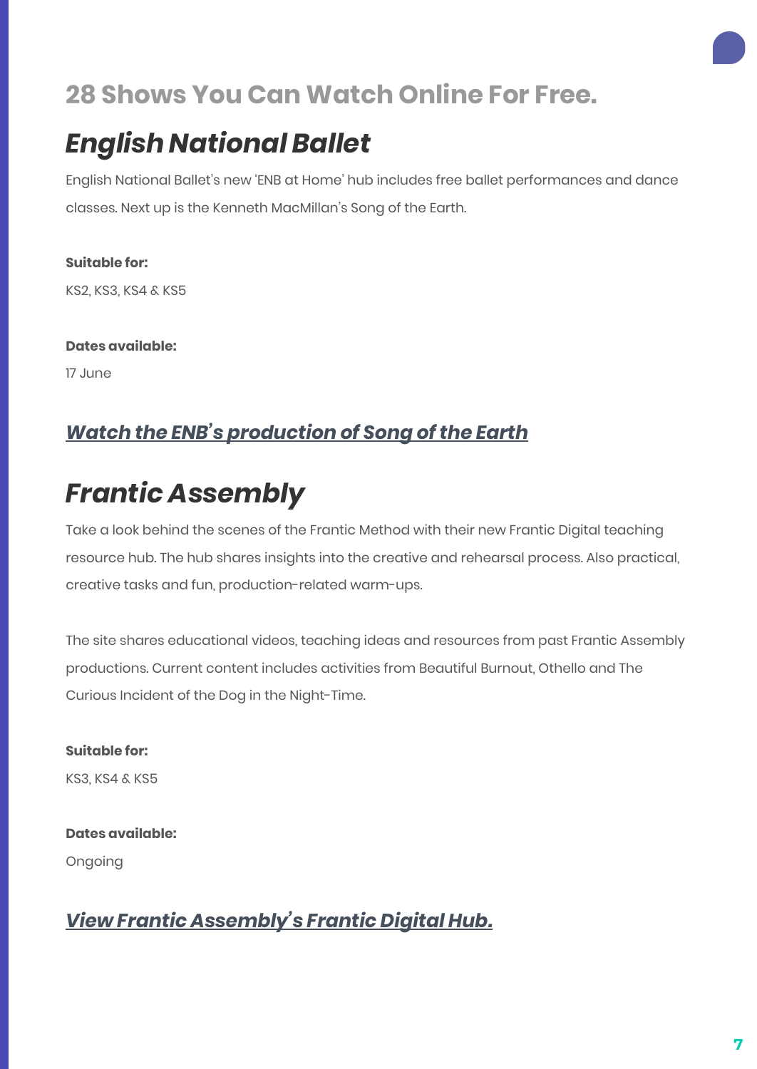## 28 Shows You Can Watch Online For Free.

# *English National Ballet*

English National Ballet's new 'ENB at Home' hub includes free ballet performances and dance classes. Next up is the Kenneth MacMillan's Song of the Earth.

**Suitable for:**

KS2, KS3, KS4 & KS5

**Dates available:**

17 June

### *Watch the ENB's production of Song of the Earth*

# *Frantic Assembly*

Take a look behind the scenes of the Frantic Method with their new Frantic Digital teaching resource hub. The hub shares insights into the creative and rehearsal process. Also practical, creative tasks and fun, production-related warm-ups.

The site shares educational videos, teaching ideas and resources from past Frantic Assembly productions. Current content includes activities from Beautiful Burnout, Othello and The Curious Incident of the Dog in the Night-Time.

**Suitable for:**

KS3, KS4 & KS5

**Dates available:**

Ongoing

### *View Frantic Assembly's Frantic Digital Hub.*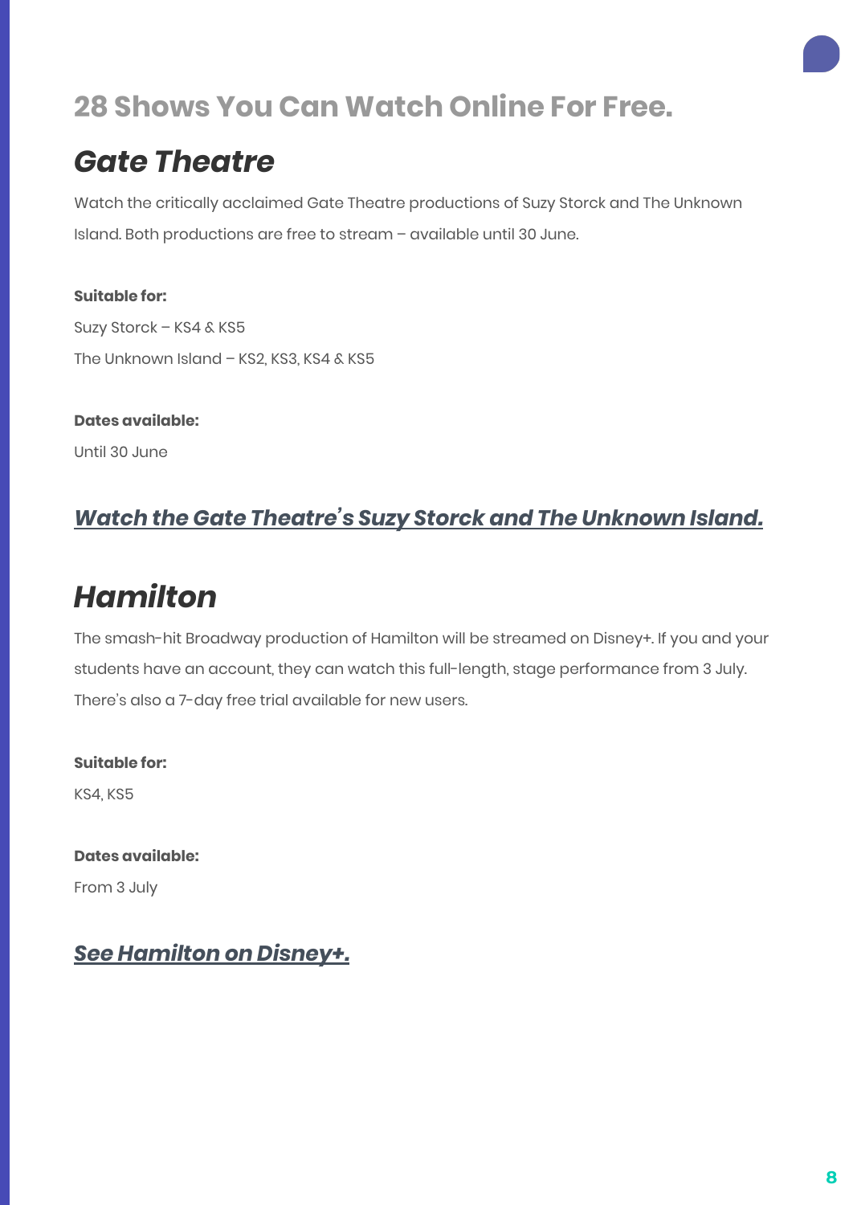## 28 Shows You Can Watch Online For Free.

# *Gate Theatre*

Watch the critically acclaimed Gate Theatre productions of Suzy Storck and The Unknown Island. Both productions are free to stream – available until 30 June.

**Suitable for:**

Suzy Storck – KS4 & KS5

The Unknown Island – KS2, KS3, KS4 & KS5

**Dates available:**

Until 30 June

### ***Watch the Gate Theatre's Suzy Storck and The Unknown Island.***

# *Hamilton*

The smash-hit Broadway production of Hamilton will be streamed on Disney+. If you and your students have an account, they can watch this full-length, stage performance from 3 July. There's also a 7-day free trial available for new users.

**Suitable for:**

KS4, KS5

**Dates available:**

From 3 July

### ***See Hamilton on Disney+.***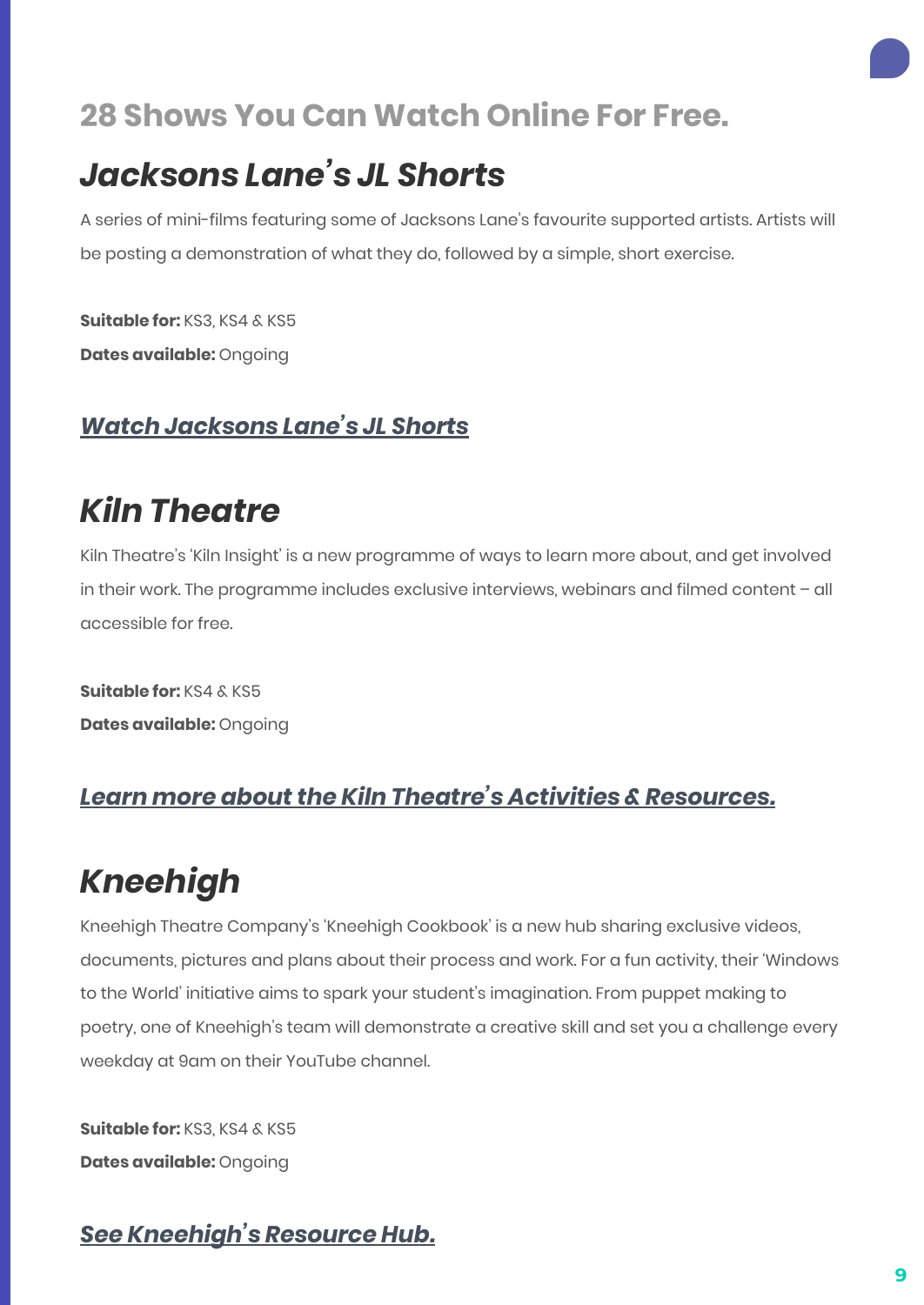## 28 Shows You Can Watch Online For Free.

## *Jacksons Lane's JL Shorts*

A series of mini-films featuring some of Jacksons Lane's favourite supported artists. Artists will be posting a demonstration of what they do, followed by a simple, short exercise.

**Suitable for:** KS3, KS4 & KS5
**Dates available:** Ongoing

### *Watch Jacksons Lane's JL Shorts*

## *Kiln Theatre*

Kiln Theatre's 'Kiln Insight' is a new programme of ways to learn more about, and get involved in their work. The programme includes exclusive interviews, webinars and filmed content – all accessible for free.

**Suitable for:** KS4 & KS5
**Dates available:** Ongoing

### *Learn more about the Kiln Theatre's Activities & Resources.*

## *Kneehigh*

Kneehigh Theatre Company's 'Kneehigh Cookbook' is a new hub sharing exclusive videos, documents, pictures and plans about their process and work. For a fun activity, their 'Windows to the World' initiative aims to spark your student's imagination. From puppet making to poetry, one of Kneehigh's team will demonstrate a creative skill and set you a challenge every weekday at 9am on their YouTube channel.

**Suitable for:** KS3, KS4 & KS5
**Dates available:** Ongoing

### *See Kneehigh's Resource Hub.*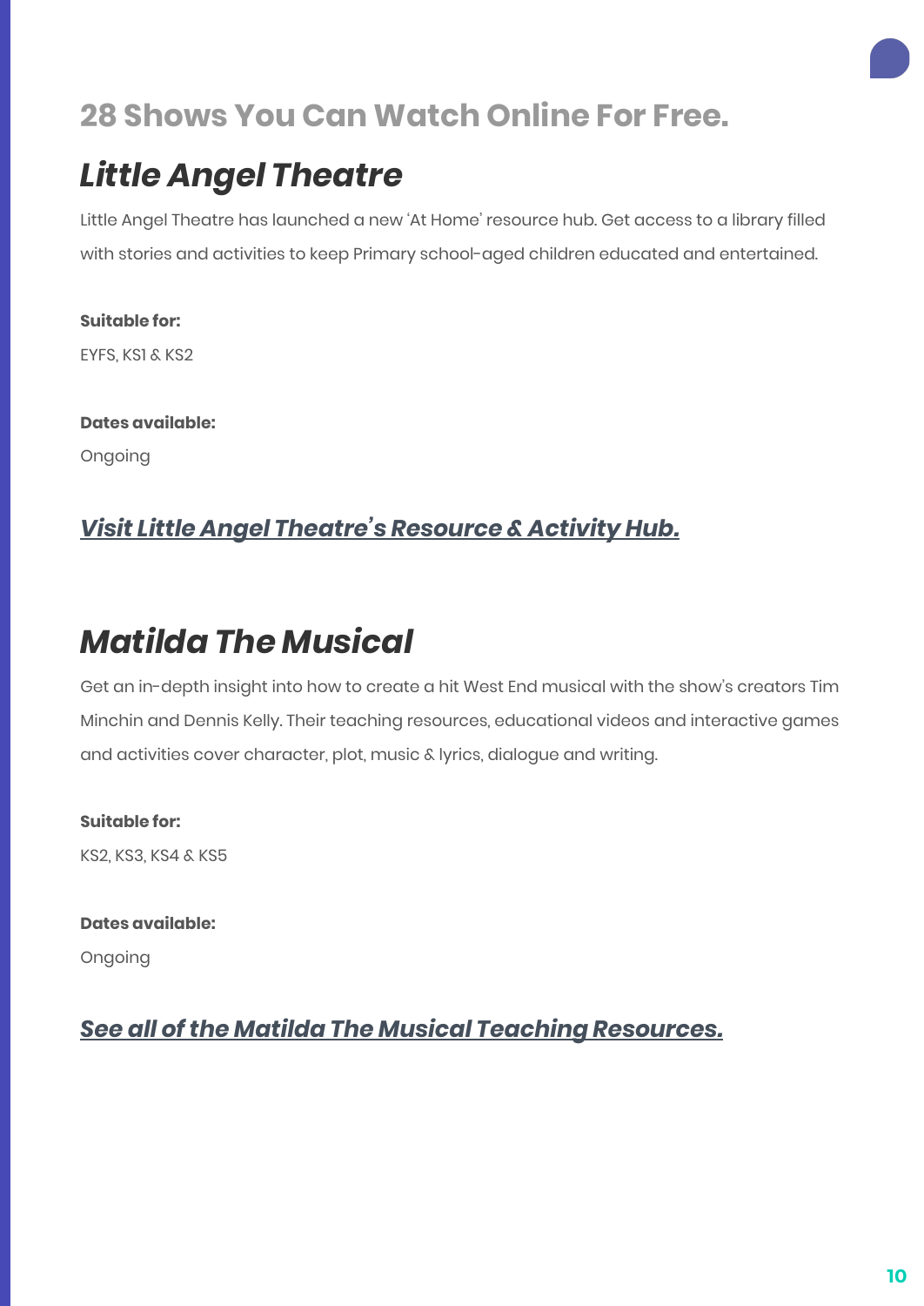## 28 Shows You Can Watch Online For Free.

## *Little Angel Theatre*

Little Angel Theatre has launched a new 'At Home' resource hub. Get access to a library filled with stories and activities to keep Primary school-aged children educated and entertained.

**Suitable for:**

EYFS, KS1 & KS2

**Dates available:**

Ongoing

### ***Visit Little Angel Theatre's Resource & Activity Hub.***

## *Matilda The Musical*

Get an in-depth insight into how to create a hit West End musical with the show's creators Tim Minchin and Dennis Kelly. Their teaching resources, educational videos and interactive games and activities cover character, plot, music & lyrics, dialogue and writing.

**Suitable for:**

KS2, KS3, KS4 & KS5

**Dates available:**

Ongoing

### ***See all of the Matilda The Musical Teaching Resources.***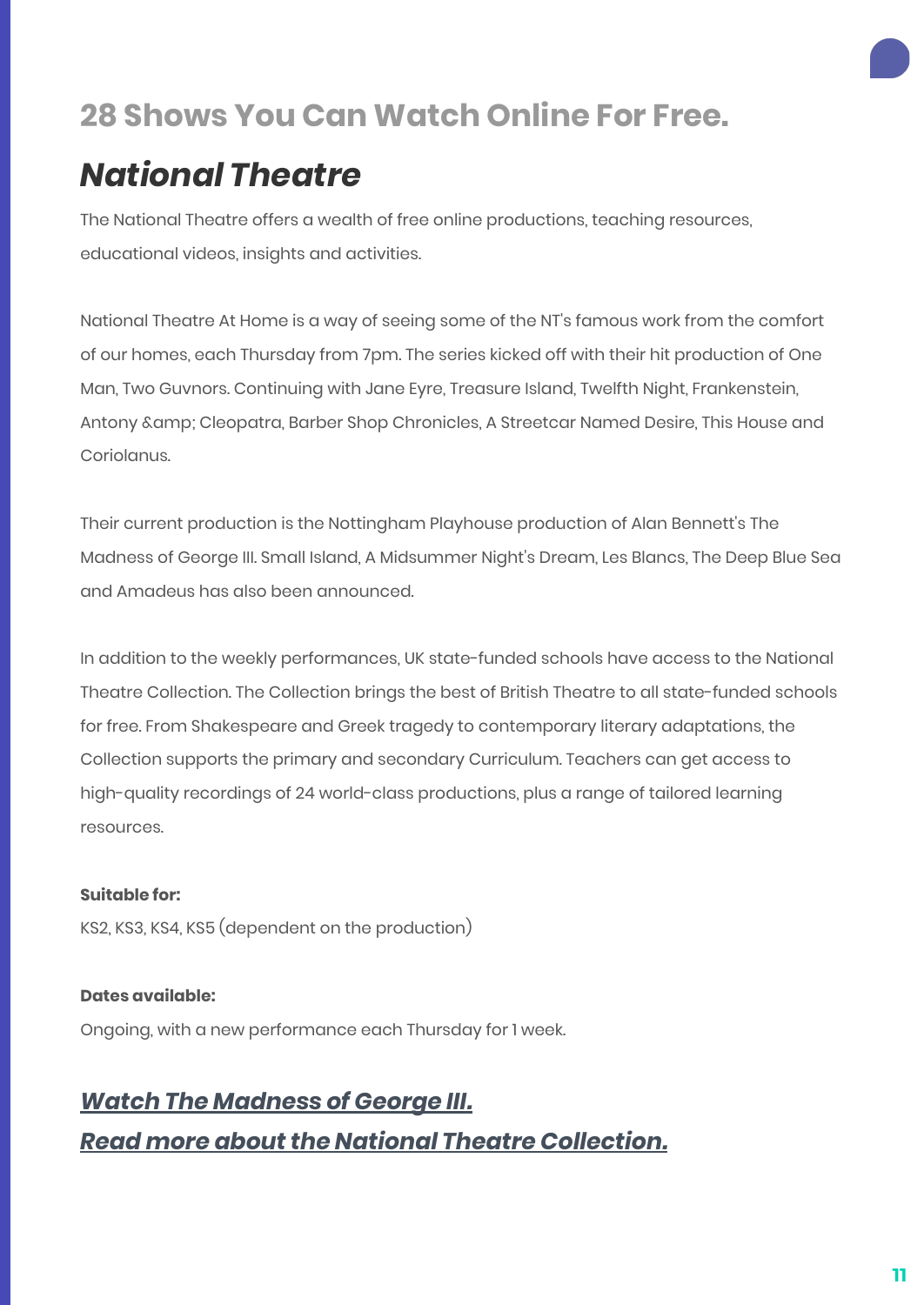## 28 Shows You Can Watch Online For Free.

# *National Theatre*

The National Theatre offers a wealth of free online productions, teaching resources, educational videos, insights and activities.

National Theatre At Home is a way of seeing some of the NT's famous work from the comfort of our homes, each Thursday from 7pm. The series kicked off with their hit production of One Man, Two Guvnors. Continuing with Jane Eyre, Treasure Island, Twelfth Night, Frankenstein, Antony &amp; Cleopatra, Barber Shop Chronicles, A Streetcar Named Desire, This House and Coriolanus.

Their current production is the Nottingham Playhouse production of Alan Bennett's The Madness of George III. Small Island, A Midsummer Night's Dream, Les Blancs, The Deep Blue Sea and Amadeus has also been announced.

In addition to the weekly performances, UK state-funded schools have access to the National Theatre Collection. The Collection brings the best of British Theatre to all state-funded schools for free. From Shakespeare and Greek tragedy to contemporary literary adaptations, the Collection supports the primary and secondary Curriculum. Teachers can get access to high-quality recordings of 24 world-class productions, plus a range of tailored learning resources.

**Suitable for:**
KS2, KS3, KS4, KS5 (dependent on the production)

**Dates available:**
Ongoing, with a new performance each Thursday for 1 week.

### ***Watch The Madness of George III.***

### ***Read more about the National Theatre Collection.***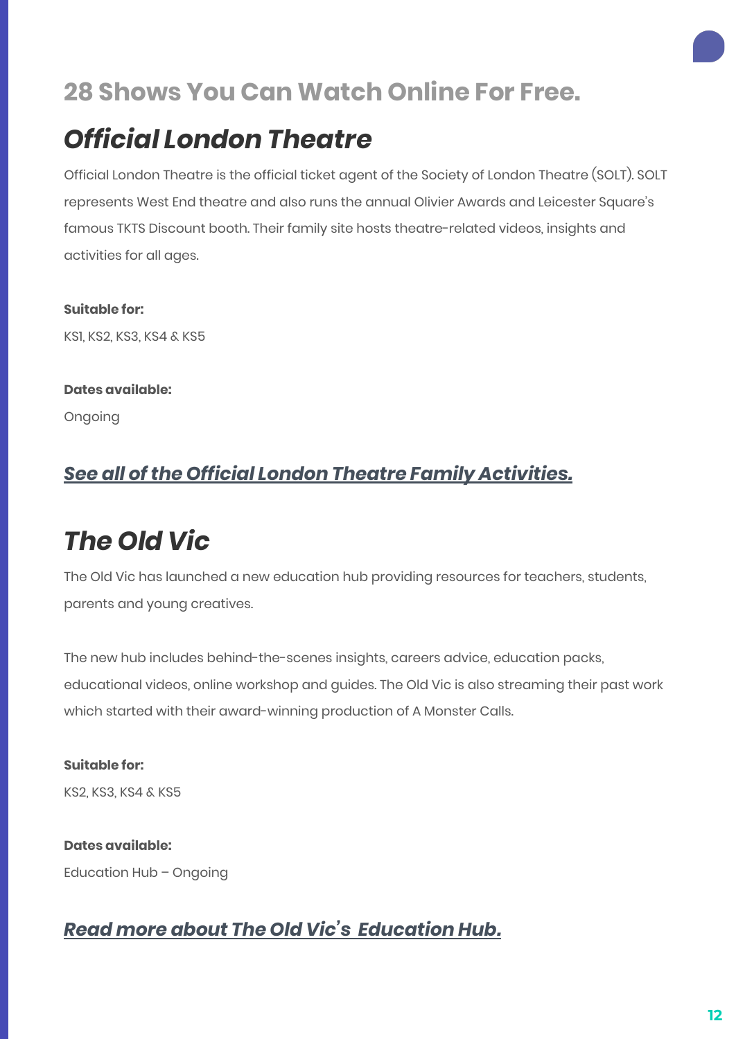## 28 Shows You Can Watch Online For Free.

# *Official London Theatre*

Official London Theatre is the official ticket agent of the Society of London Theatre (SOLT). SOLT represents West End theatre and also runs the annual Olivier Awards and Leicester Square's famous TKTS Discount booth. Their family site hosts theatre-related videos, insights and activities for all ages.

**Suitable for:**

KS1, KS2, KS3, KS4 & KS5

**Dates available:**

Ongoing

### *See all of the Official London Theatre Family Activities.*

# *The Old Vic*

The Old Vic has launched a new education hub providing resources for teachers, students, parents and young creatives.

The new hub includes behind-the-scenes insights, careers advice, education packs, educational videos, online workshop and guides. The Old Vic is also streaming their past work which started with their award-winning production of A Monster Calls.

**Suitable for:**

KS2, KS3, KS4 & KS5

**Dates available:**

Education Hub – Ongoing

### *Read more about The Old Vic's Education Hub.*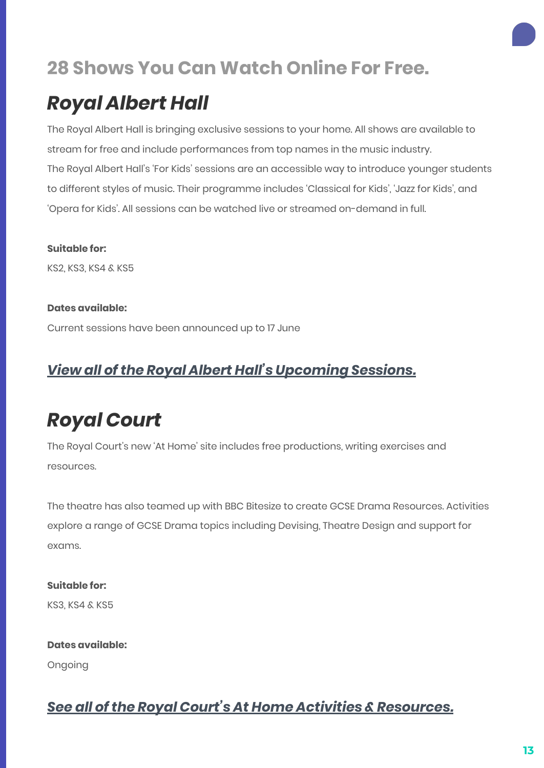## 28 Shows You Can Watch Online For Free.

# *Royal Albert Hall*

The Royal Albert Hall is bringing exclusive sessions to your home. All shows are available to stream for free and include performances from top names in the music industry.
The Royal Albert Hall's 'For Kids' sessions are an accessible way to introduce younger students to different styles of music. Their programme includes 'Classical for Kids', 'Jazz for Kids', and 'Opera for Kids'. All sessions can be watched live or streamed on-demand in full.

**Suitable for:**
KS2, KS3, KS4 & KS5

**Dates available:**
Current sessions have been announced up to 17 June

### ***View all of the Royal Albert Hall's Upcoming Sessions.***

# *Royal Court*

The Royal Court's new 'At Home' site includes free productions, writing exercises and resources.

The theatre has also teamed up with BBC Bitesize to create GCSE Drama Resources. Activities explore a range of GCSE Drama topics including Devising, Theatre Design and support for exams.

**Suitable for:**
KS3, KS4 & KS5

**Dates available:**
Ongoing

### ***See all of the Royal Court's At Home Activities & Resources.***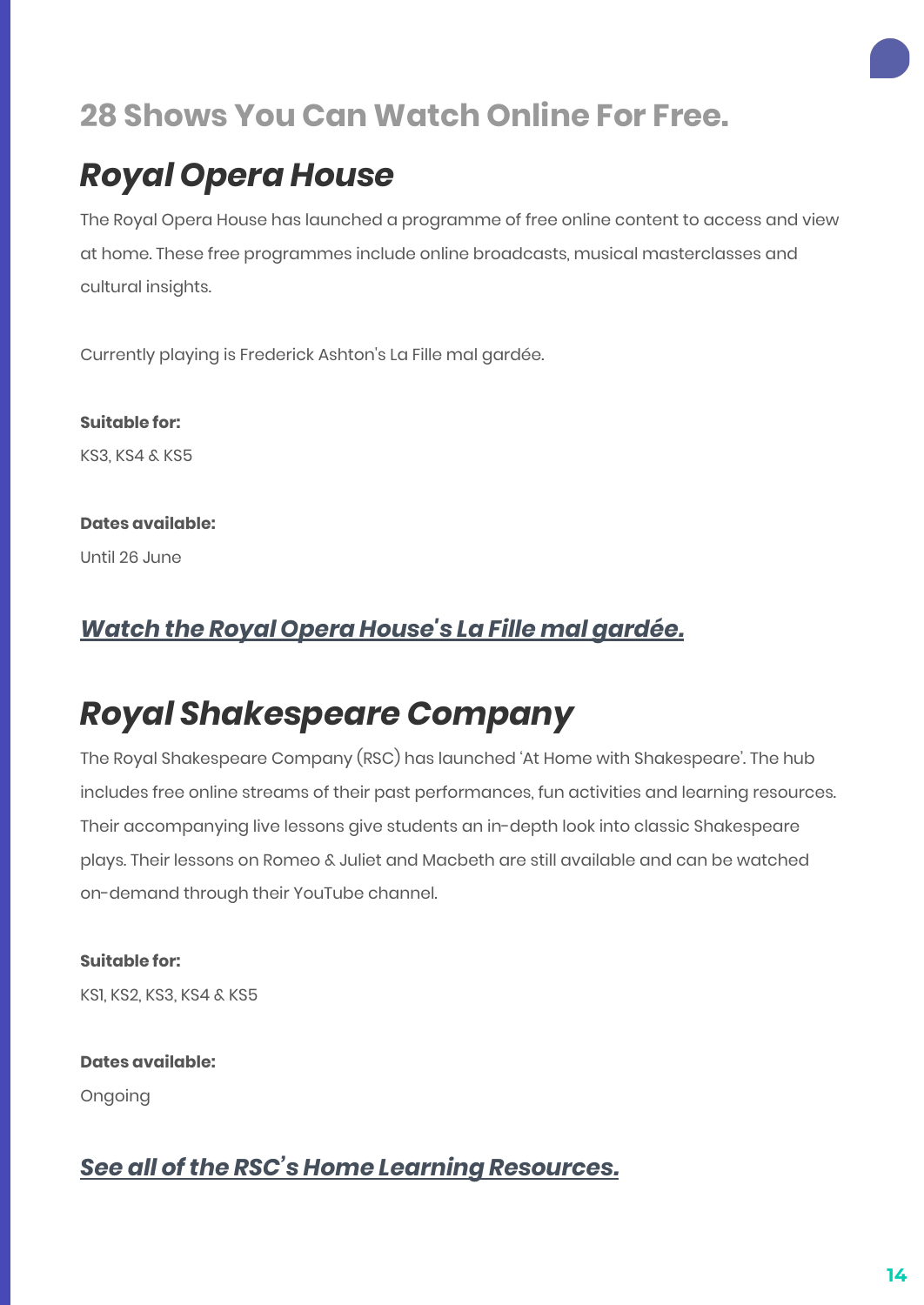## 28 Shows You Can Watch Online For Free.

## *Royal Opera House*

The Royal Opera House has launched a programme of free online content to access and view at home. These free programmes include online broadcasts, musical masterclasses and cultural insights.

Currently playing is Frederick Ashton's La Fille mal gardée.

**Suitable for:**

KS3, KS4 & KS5

**Dates available:**

Until 26 June

### *Watch the Royal Opera House's La Fille mal gardée.*

## *Royal Shakespeare Company*

The Royal Shakespeare Company (RSC) has launched 'At Home with Shakespeare'. The hub includes free online streams of their past performances, fun activities and learning resources. Their accompanying live lessons give students an in-depth look into classic Shakespeare plays. Their lessons on Romeo & Juliet and Macbeth are still available and can be watched on-demand through their YouTube channel.

**Suitable for:**

KS1, KS2, KS3, KS4 & KS5

**Dates available:**

Ongoing

### *See all of the RSC's Home Learning Resources.*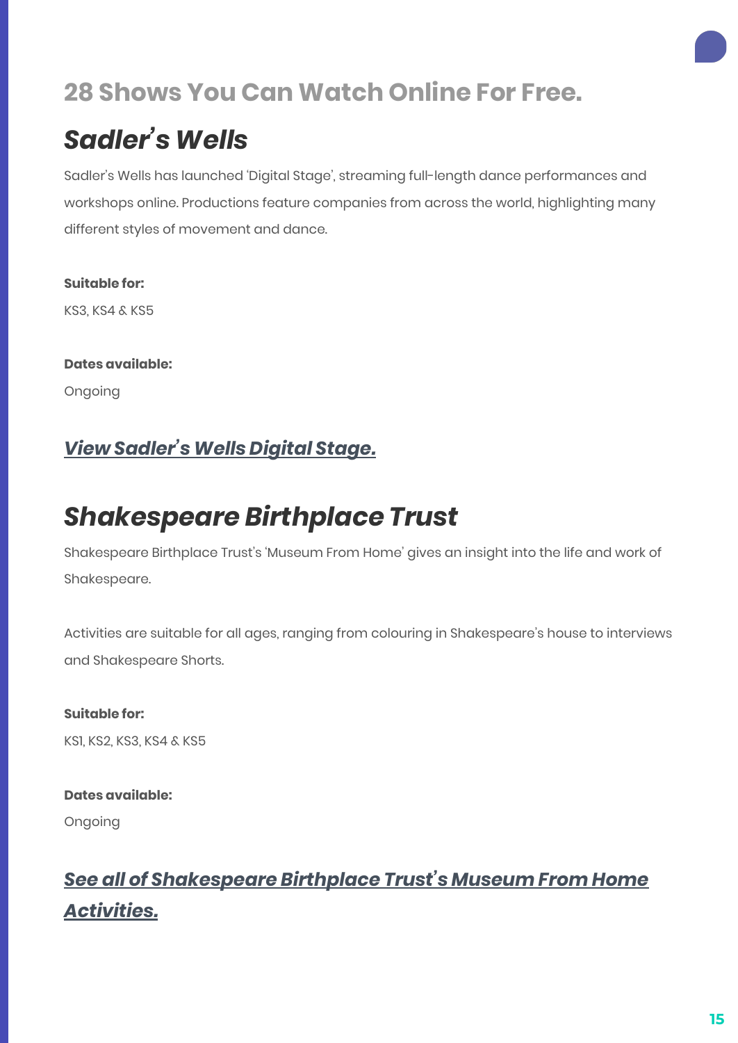## 28 Shows You Can Watch Online For Free.

# *Sadler's Wells*

Sadler's Wells has launched 'Digital Stage', streaming full-length dance performances and workshops online. Productions feature companies from across the world, highlighting many different styles of movement and dance.

**Suitable for:**

KS3, KS4 & KS5

**Dates available:**

Ongoing

### ***View Sadler's Wells Digital Stage.***

# *Shakespeare Birthplace Trust*

Shakespeare Birthplace Trust's 'Museum From Home' gives an insight into the life and work of Shakespeare.

Activities are suitable for all ages, ranging from colouring in Shakespeare's house to interviews and Shakespeare Shorts.

**Suitable for:**

KS1, KS2, KS3, KS4 & KS5

**Dates available:**

Ongoing

### ***See all of Shakespeare Birthplace Trust's Museum From Home Activities.***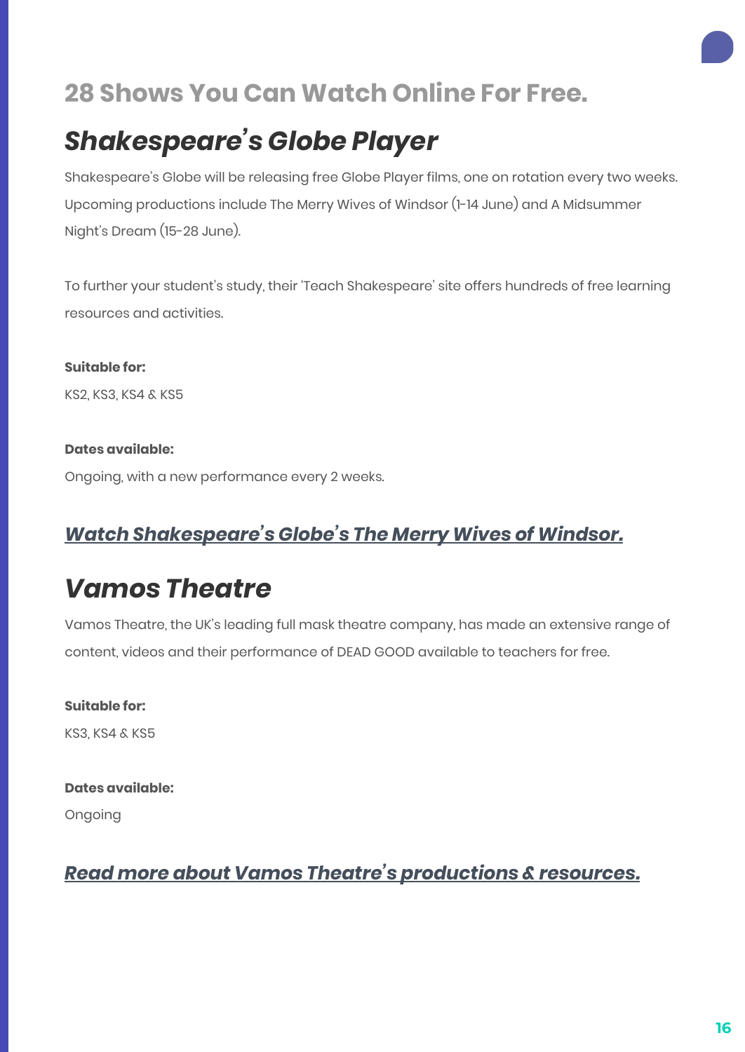## 28 Shows You Can Watch Online For Free.

# *Shakespeare's Globe Player*

Shakespeare's Globe will be releasing free Globe Player films, one on rotation every two weeks. Upcoming productions include The Merry Wives of Windsor (1-14 June) and A Midsummer Night's Dream (15-28 June).

To further your student's study, their 'Teach Shakespeare' site offers hundreds of free learning resources and activities.

**Suitable for:**

KS2, KS3, KS4 & KS5

**Dates available:**

Ongoing, with a new performance every 2 weeks.

### ***Watch Shakespeare's Globe's The Merry Wives of Windsor.***

# *Vamos Theatre*

Vamos Theatre, the UK's leading full mask theatre company, has made an extensive range of content, videos and their performance of DEAD GOOD available to teachers for free.

**Suitable for:**

KS3, KS4 & KS5

**Dates available:**

Ongoing

### ***Read more about Vamos Theatre's productions & resources.***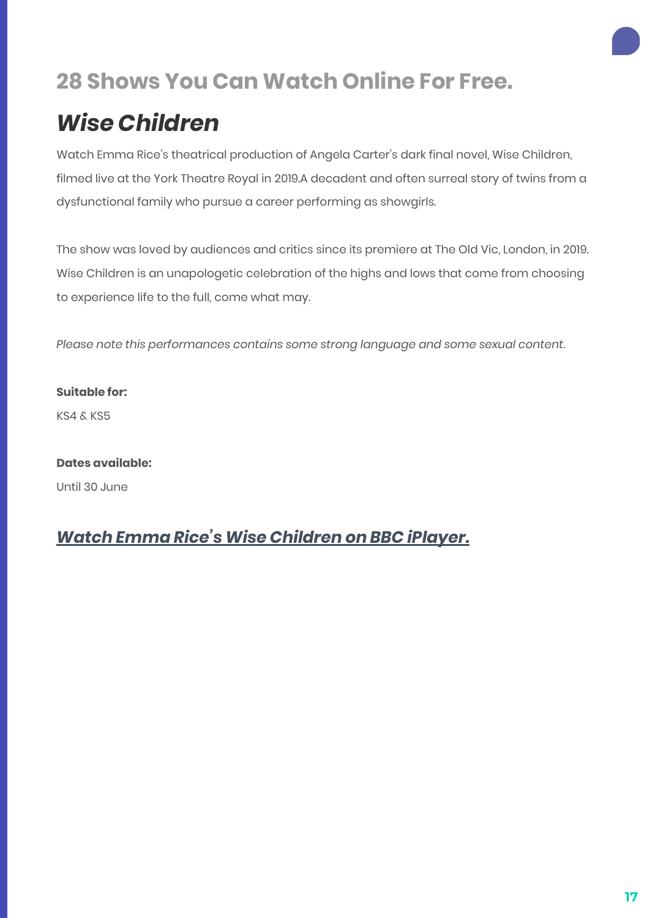## 28 Shows You Can Watch Online For Free.

# *Wise Children*

Watch Emma Rice's theatrical production of Angela Carter's dark final novel, Wise Children, filmed live at the York Theatre Royal in 2019.A decadent and often surreal story of twins from a dysfunctional family who pursue a career performing as showgirls.

The show was loved by audiences and critics since its premiere at The Old Vic, London, in 2019. Wise Children is an unapologetic celebration of the highs and lows that come from choosing to experience life to the full, come what may.

*Please note this performances contains some strong language and some sexual content.*

**Suitable for:**

KS4 & KS5

**Dates available:**

Until 30 June

### ***Watch Emma Rice's Wise Children on BBC iPlayer.***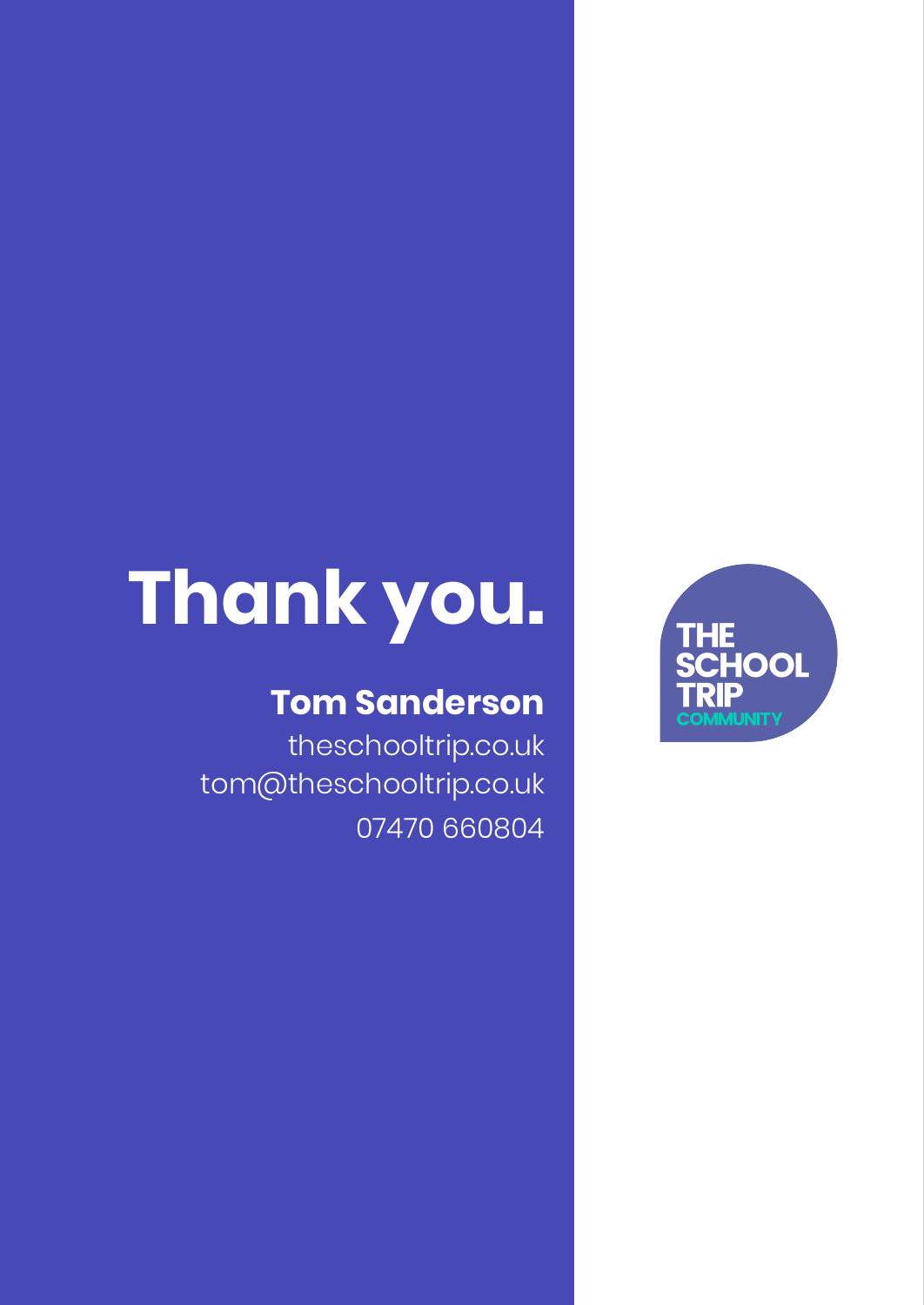# Thank you.

**Tom Sanderson**

theschooltrip.co.uk

tom@theschooltrip.co.uk

07470 660804

THE SCHOOL TRIP COMMUNITY